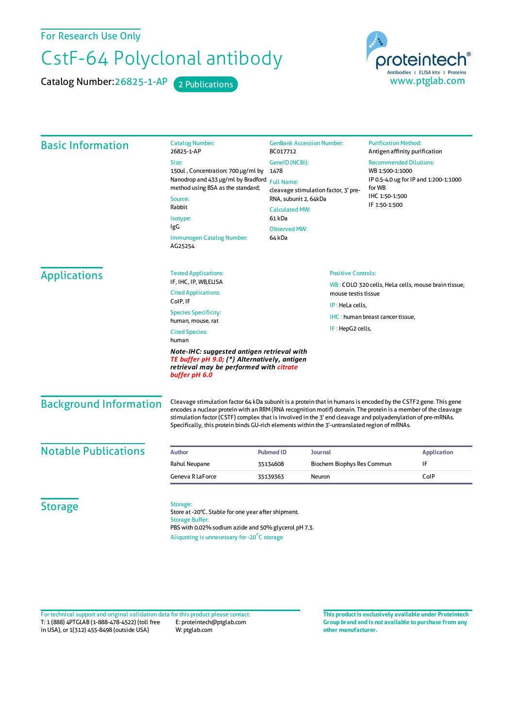For Research Use Only

# CstF-64 Polyclonal antibody

Catalog Number: 26825-1-AP  2 Publications

proteintech® Antibodies | ELISA kits | Proteins
www.ptglab.com

## Basic Information

**Catalog Number:**
26825-1-AP

**Size:**
150ul , Concentration: 700 μg/ml by Nanodrop and 433 μg/ml by Bradford method using BSA as the standard;

**Source:**
Rabbit

**Isotype:**
IgG

**Immunogen Catalog Number:**
AG25254

**GenBank Accession Number:**
BC017712

**GeneID (NCBI):**
1478

**Full Name:**
cleavage stimulation factor, 3' pre-RNA, subunit 2, 64kDa

**Calculated MW:**
61 kDa

**Observed MW:**
64 kDa

**Purification Method:**
Antigen affinity purification

**Recommended Dilutions:**
WB 1:500-1:1000
IP 0.5-4.0 ug for IP and 1:200-1:1000 for WB
IHC 1:50-1:500
IF 1:50-1:500

## Applications

**Tested Applications:**
IF, IHC, IP, WB,ELISA

**Cited Applications:**
CoIP, IF

**Species Specificity:**
human, mouse, rat

**Cited Species:**
human

***Note-IHC: suggested antigen retrieval with TE buffer pH 9.0; (\*) Alternatively, antigen retrieval may be performed with citrate buffer pH 6.0***

**Positive Controls:**

WB : COLO 320 cells, HeLa cells, mouse brain tissue, mouse testis tissue

IP : HeLa cells,

IHC : human breast cancer tissue,

IF : HepG2 cells,

## Background Information

Cleavage stimulation factor 64 kDa subunit is a protein that in humans is encoded by the CSTF2 gene. This gene encodes a nuclear protein with an RRM (RNA recognition motif) domain. The protein is a member of the cleavage stimulation factor (CSTF) complex that is involved in the 3' end cleavage and polyadenylation of pre-mRNAs. Specifically, this protein binds GU-rich elements within the 3'-untranslated region of mRNAs.

## Notable Publications

| Author | Pubmed ID | Journal | Application |
|---|---|---|---|
| Rahul Neupane | 35134608 | Biochem Biophys Res Commun | IF |
| Geneva R LaForce | 35139363 | Neuron | CoIP |

## Storage

**Storage:**
Store at -20°C. Stable for one year after shipment.

**Storage Buffer:**
PBS with 0.02% sodium azide and 50% glycerol pH 7.3.

Aliquoting is unnecessary for -20°C storage

For technical support and original validation data for this product please contact:
T: 1 (888) 4PTGLAB (1-888-478-4522) (toll free in USA), or 1(312) 455-8498 (outside USA)
E: proteintech@ptglab.com
W: ptglab.com

**This product is exclusively available under Proteintech Group brand and is not available to purchase from any other manufacturer.**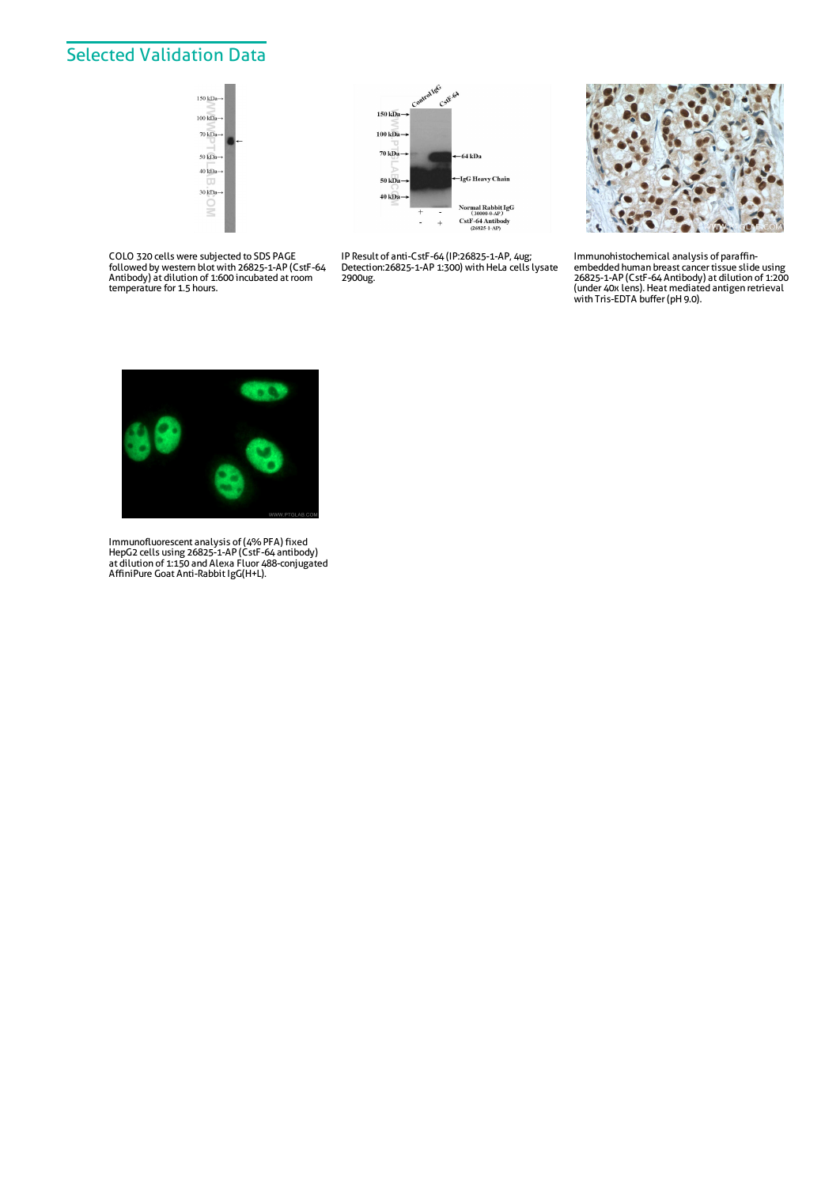## Selected Validation Data

150 kDa→
100 kDa→
70 kDa→
50 kDa→
40 kDa→
30 kDa→

COLO 320 cells were subjected to SDS PAGE followed by western blot with 26825-1-AP (CstF-64 Antibody) at dilution of 1:600 incubated at room temperature for 1.5 hours.

Control IgG
CstF-64
150 kDa→
100 kDa→
70 kDa→
50 kDa→
40 kDa→
←64 kDa
←IgG Heavy Chain
Normal Rabbit IgG (30000-0-AP)
CstF-64 Antibody (26825-1-AP)

IP Result of anti-CstF-64 (IP:26825-1-AP, 4ug; Detection:26825-1-AP 1:300) with HeLa cells lysate 2900ug.

Immunohistochemical analysis of paraffin-embedded human breast cancer tissue slide using 26825-1-AP (CstF-64 Antibody) at dilution of 1:200 (under 40x lens). Heat mediated antigen retrieval with Tris-EDTA buffer (pH 9.0).

Immunofluorescent analysis of (4% PFA) fixed HepG2 cells using 26825-1-AP (CstF-64 antibody) at dilution of 1:150 and Alexa Fluor 488-conjugated AffiniPure Goat Anti-Rabbit IgG(H+L).